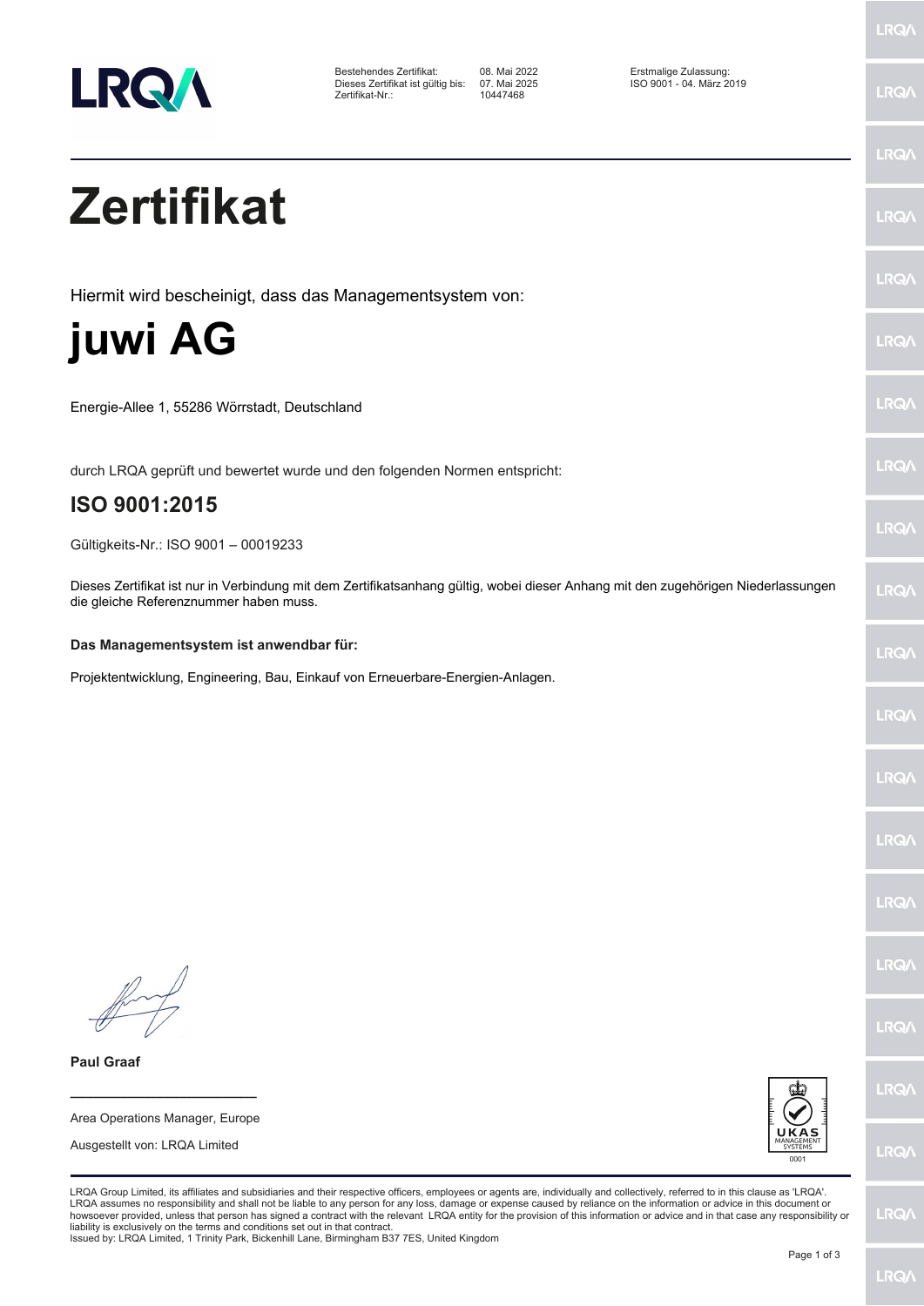| | | |
|---|---|---|
| Bestehendes Zertifikat: | 08. Mai 2022 | Erstmalige Zulassung: |
| Dieses Zertifikat ist gültig bis: | 07. Mai 2025 | ISO 9001 - 04. März 2019 |
| Zertifikat-Nr.: | 10447468 | |

# Zertifikat

Hiermit wird bescheinigt, dass das Managementsystem von:

# juwi AG

Energie-Allee 1, 55286 Wörrstadt, Deutschland

durch LRQA geprüft und bewertet wurde und den folgenden Normen entspricht:

## ISO 9001:2015

Gültigkeits-Nr.: ISO 9001 – 00019233

Dieses Zertifikat ist nur in Verbindung mit dem Zertifikatsanhang gültig, wobei dieser Anhang mit den zugehörigen Niederlassungen die gleiche Referenznummer haben muss.

**Das Managementsystem ist anwendbar für:**

Projektentwicklung, Engineering, Bau, Einkauf von Erneuerbare-Energien-Anlagen.

**Paul Graaf**

Area Operations Manager, Europe

Ausgestellt von: LRQA Limited

UKAS MANAGEMENT SYSTEMS 0001

LRQA Group Limited, its affiliates and subsidiaries and their respective officers, employees or agents are, individually and collectively, referred to in this clause as 'LRQA'. LRQA assumes no responsibility and shall not be liable to any person for any loss, damage or expense caused by reliance on the information or advice in this document or howsoever provided, unless that person has signed a contract with the relevant LRQA entity for the provision of this information or advice and in that case any responsibility or liability is exclusively on the terms and conditions set out in that contract.
Issued by: LRQA Limited, 1 Trinity Park, Bickenhill Lane, Birmingham B37 7ES, United Kingdom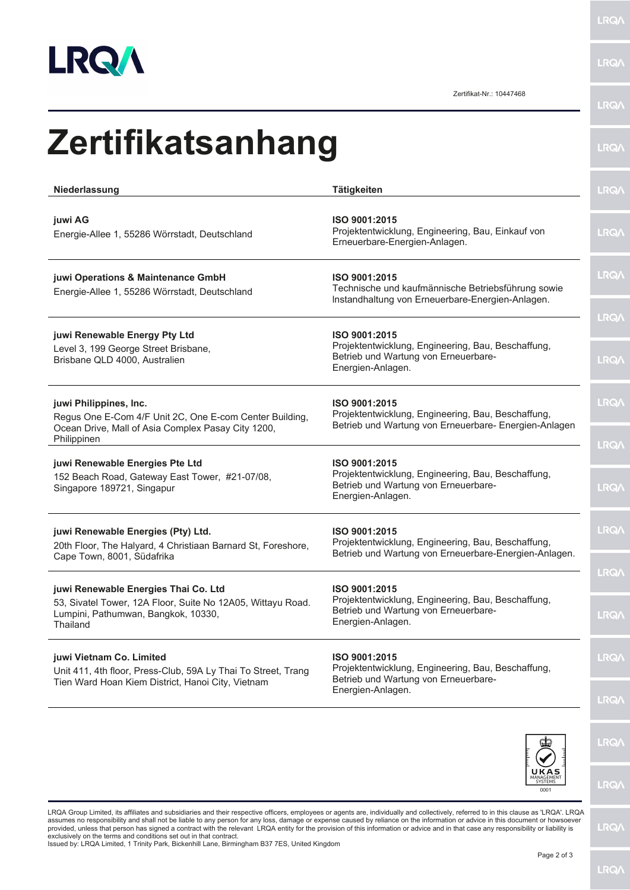Zertifikat-Nr.: 10447468

# Zertifikatsanhang

| Niederlassung | Tätigkeiten |
| --- | --- |
| **juwi AG**<br>Energie-Allee 1, 55286 Wörrstadt, Deutschland | **ISO 9001:2015**<br>Projektentwicklung, Engineering, Bau, Einkauf von Erneuerbare-Energien-Anlagen. |
| **juwi Operations & Maintenance GmbH**<br>Energie-Allee 1, 55286 Wörrstadt, Deutschland | **ISO 9001:2015**<br>Technische und kaufmännische Betriebsführung sowie Instandhaltung von Erneuerbare-Energien-Anlagen. |
| **juwi Renewable Energy Pty Ltd**<br>Level 3, 199 George Street Brisbane, Brisbane QLD 4000, Australien | **ISO 9001:2015**<br>Projektentwicklung, Engineering, Bau, Beschaffung, Betrieb und Wartung von Erneuerbare-Energien-Anlagen. |
| **juwi Philippines, Inc.**<br>Regus One E-Com 4/F Unit 2C, One E-com Center Building, Ocean Drive, Mall of Asia Complex Pasay City 1200, Philippinen | **ISO 9001:2015**<br>Projektentwicklung, Engineering, Bau, Beschaffung, Betrieb und Wartung von Erneuerbare- Energien-Anlagen |
| **juwi Renewable Energies Pte Ltd**<br>152 Beach Road, Gateway East Tower, #21-07/08, Singapore 189721, Singapur | **ISO 9001:2015**<br>Projektentwicklung, Engineering, Bau, Beschaffung, Betrieb und Wartung von Erneuerbare-Energien-Anlagen. |
| **juwi Renewable Energies (Pty) Ltd.**<br>20th Floor, The Halyard, 4 Christiaan Barnard St, Foreshore, Cape Town, 8001, Südafrika | **ISO 9001:2015**<br>Projektentwicklung, Engineering, Bau, Beschaffung, Betrieb und Wartung von Erneuerbare-Energien-Anlagen. |
| **juwi Renewable Energies Thai Co. Ltd**<br>53, Sivatel Tower, 12A Floor, Suite No 12A05, Wittayu Road. Lumpini, Pathumwan, Bangkok, 10330, Thailand | **ISO 9001:2015**<br>Projektentwicklung, Engineering, Bau, Beschaffung, Betrieb und Wartung von Erneuerbare-Energien-Anlagen. |
| **juwi Vietnam Co. Limited**<br>Unit 411, 4th floor, Press-Club, 59A Ly Thai To Street, Trang Tien Ward Hoan Kiem District, Hanoi City, Vietnam | **ISO 9001:2015**<br>Projektentwicklung, Engineering, Bau, Beschaffung, Betrieb und Wartung von Erneuerbare-Energien-Anlagen. |

UKAS MANAGEMENT SYSTEMS 0001

LRQA Group Limited, its affiliates and subsidiaries and their respective officers, employees or agents are, individually and collectively, referred to in this clause as 'LRQA'. LRQA assumes no responsibility and shall not be liable to any person for any loss, damage or expense caused by reliance on the information or advice in this document or howsoever provided, unless that person has signed a contract with the relevant LRQA entity for the provision of this information or advice and in that case any responsibility or liability is exclusively on the terms and conditions set out in that contract.
Issued by: LRQA Limited, 1 Trinity Park, Bickenhill Lane, Birmingham B37 7ES, United Kingdom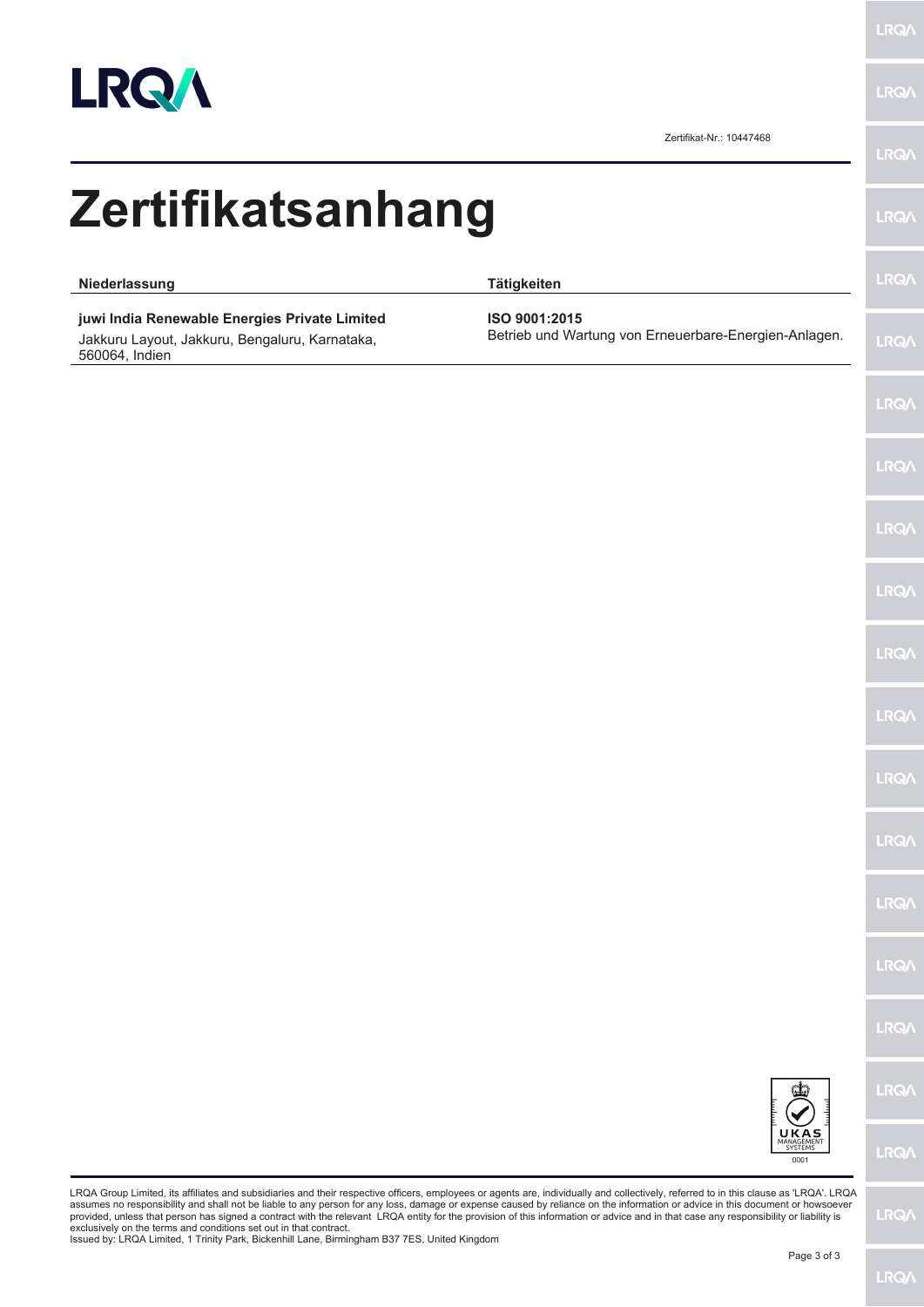Zertifikat-Nr.: 10447468

# Zertifikatsanhang

| Niederlassung | Tätigkeiten |
| --- | --- |
| **juwi India Renewable Energies Private Limited**<br>Jakkuru Layout, Jakkuru, Bengaluru, Karnataka, 560064, Indien | **ISO 9001:2015**<br>Betrieb und Wartung von Erneuerbare-Energien-Anlagen. |

LRQA Group Limited, its affiliates and subsidiaries and their respective officers, employees or agents are, individually and collectively, referred to in this clause as 'LRQA'. LRQA assumes no responsibility and shall not be liable to any person for any loss, damage or expense caused by reliance on the information or advice in this document or howsoever provided, unless that person has signed a contract with the relevant LRQA entity for the provision of this information or advice and in that case any responsibility or liability is exclusively on the terms and conditions set out in that contract.
Issued by: LRQA Limited, 1 Trinity Park, Bickenhill Lane, Birmingham B37 7ES, United Kingdom